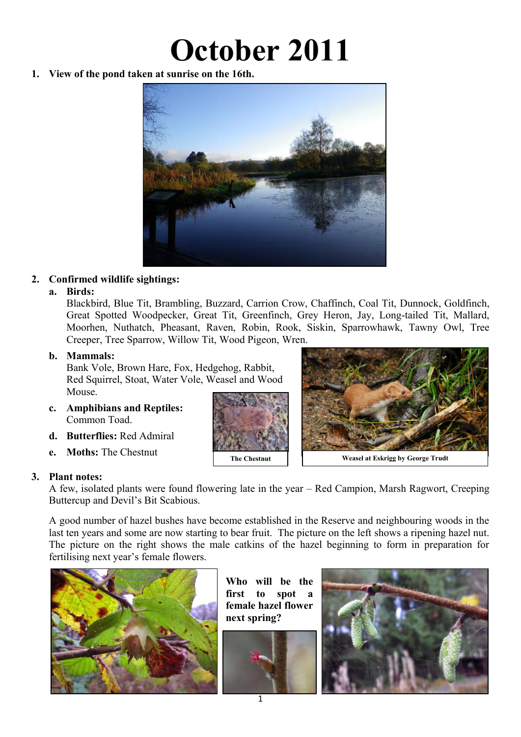# October 2011

1. **View of the pond taken at sunrise on the 16th.**

2. **Confirmed wildlife sightings:**

   a. **Birds:**
   Blackbird, Blue Tit, Brambling, Buzzard, Carrion Crow, Chaffinch, Coal Tit, Dunnock, Goldfinch, Great Spotted Woodpecker, Great Tit, Greenfinch, Grey Heron, Jay, Long-tailed Tit, Mallard, Moorhen, Nuthatch, Pheasant, Raven, Robin, Rook, Siskin, Sparrowhawk, Tawny Owl, Tree Creeper, Tree Sparrow, Willow Tit, Wood Pigeon, Wren.

   b. **Mammals:**
   Bank Vole, Brown Hare, Fox, Hedgehog, Rabbit, Red Squirrel, Stoat, Water Vole, Weasel and Wood Mouse.

   c. **Amphibians and Reptiles:**
   Common Toad.

   d. **Butterflies:** Red Admiral

   e. **Moths:** The Chestnut

**The Chestnut**

**Weasel at Eskrigg by George Trudt**

3. **Plant notes:**

A few, isolated plants were found flowering late in the year – Red Campion, Marsh Ragwort, Creeping Buttercup and Devil's Bit Scabious.

A good number of hazel bushes have become established in the Reserve and neighbouring woods in the last ten years and some are now starting to bear fruit. The picture on the left shows a ripening hazel nut. The picture on the right shows the male catkins of the hazel beginning to form in preparation for fertilising next year's female flowers.

**Who will be the first to spot a female hazel flower next spring?**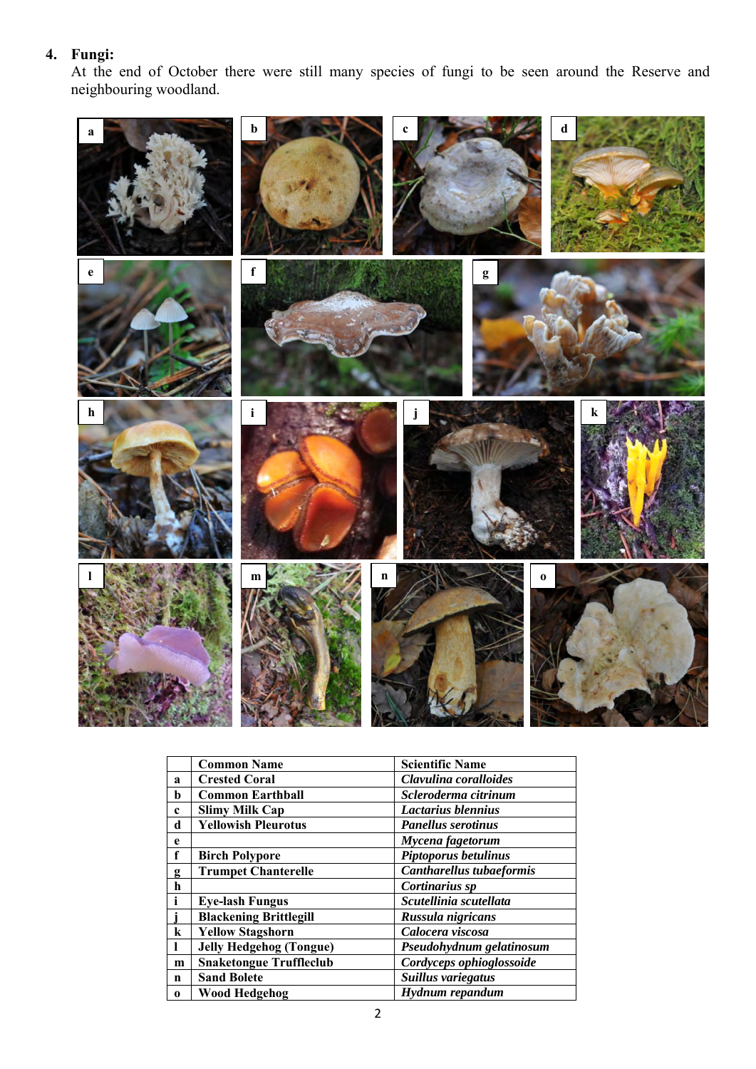## 4. Fungi:

At the end of October there were still many species of fungi to be seen around the Reserve and neighbouring woodland.

| | Common Name | Scientific Name |
|---|---|---|
| a | Crested Coral | *Clavulina corralloides* |
| b | Common Earthball | *Scleroderma citrinum* |
| c | Slimy Milk Cap | *Lactarius blennius* |
| d | Yellowish Pleurotus | *Panellus serotinus* |
| e | | *Mycena fagetorum* |
| f | Birch Polypore | *Piptoporus betulinus* |
| g | Trumpet Chanterelle | *Cantharellus tubaeformis* |
| h | | *Cortinarius sp* |
| i | Eye-lash Fungus | *Scutellinia scutellata* |
| j | Blackening Brittlegill | *Russula nigricans* |
| k | Yellow Stagshorn | *Calocera viscosa* |
| l | Jelly Hedgehog (Tongue) | *Pseudohydnum gelatinosum* |
| m | Snaketongue Truffleclub | *Cordyceps ophioglossoide* |
| n | Sand Bolete | *Suillus variegatus* |
| o | Wood Hedgehog | *Hydnum repandum* |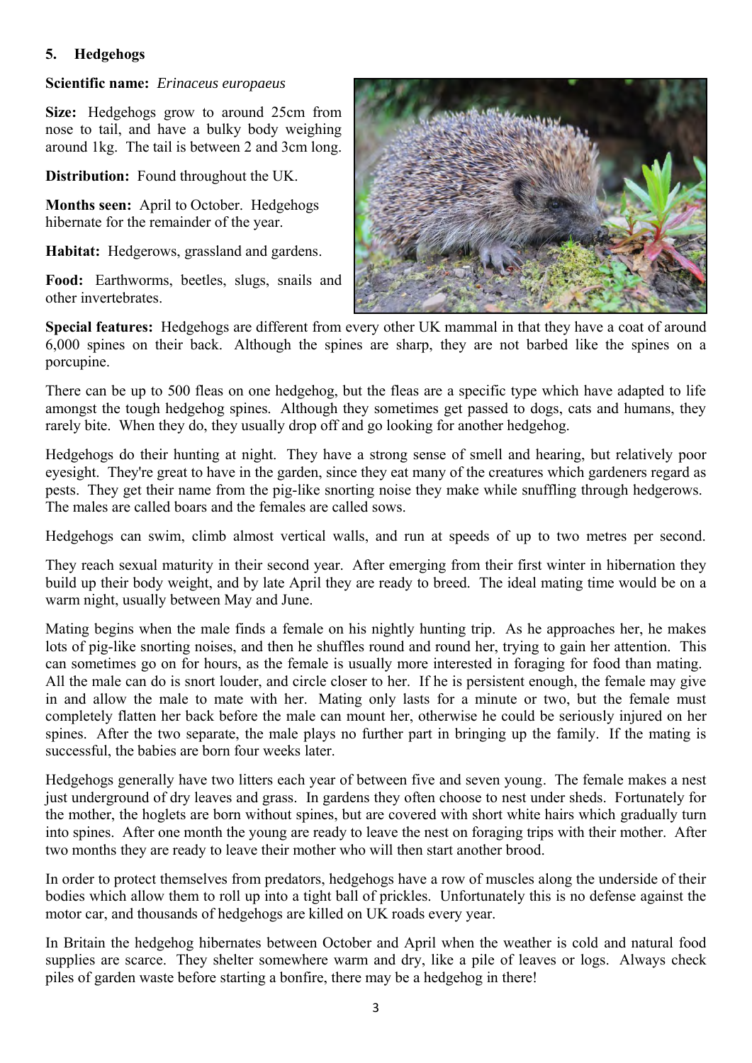## 5. Hedgehogs

**Scientific name:** *Erinaceus europaeus*

**Size:** Hedgehogs grow to around 25cm from nose to tail, and have a bulky body weighing around 1kg. The tail is between 2 and 3cm long.

**Distribution:** Found throughout the UK.

**Months seen:** April to October. Hedgehogs hibernate for the remainder of the year.

**Habitat:** Hedgerows, grassland and gardens.

**Food:** Earthworms, beetles, slugs, snails and other invertebrates.

**Special features:** Hedgehogs are different from every other UK mammal in that they have a coat of around 6,000 spines on their back. Although the spines are sharp, they are not barbed like the spines on a porcupine.

There can be up to 500 fleas on one hedgehog, but the fleas are a specific type which have adapted to life amongst the tough hedgehog spines. Although they sometimes get passed to dogs, cats and humans, they rarely bite. When they do, they usually drop off and go looking for another hedgehog.

Hedgehogs do their hunting at night. They have a strong sense of smell and hearing, but relatively poor eyesight. They're great to have in the garden, since they eat many of the creatures which gardeners regard as pests. They get their name from the pig-like snorting noise they make while snuffling through hedgerows. The males are called boars and the females are called sows.

Hedgehogs can swim, climb almost vertical walls, and run at speeds of up to two metres per second.

They reach sexual maturity in their second year. After emerging from their first winter in hibernation they build up their body weight, and by late April they are ready to breed. The ideal mating time would be on a warm night, usually between May and June.

Mating begins when the male finds a female on his nightly hunting trip. As he approaches her, he makes lots of pig-like snorting noises, and then he shuffles round and round her, trying to gain her attention. This can sometimes go on for hours, as the female is usually more interested in foraging for food than mating. All the male can do is snort louder, and circle closer to her. If he is persistent enough, the female may give in and allow the male to mate with her. Mating only lasts for a minute or two, but the female must completely flatten her back before the male can mount her, otherwise he could be seriously injured on her spines. After the two separate, the male plays no further part in bringing up the family. If the mating is successful, the babies are born four weeks later.

Hedgehogs generally have two litters each year of between five and seven young. The female makes a nest just underground of dry leaves and grass. In gardens they often choose to nest under sheds. Fortunately for the mother, the hoglets are born without spines, but are covered with short white hairs which gradually turn into spines. After one month the young are ready to leave the nest on foraging trips with their mother. After two months they are ready to leave their mother who will then start another brood.

In order to protect themselves from predators, hedgehogs have a row of muscles along the underside of their bodies which allow them to roll up into a tight ball of prickles. Unfortunately this is no defense against the motor car, and thousands of hedgehogs are killed on UK roads every year.

In Britain the hedgehog hibernates between October and April when the weather is cold and natural food supplies are scarce. They shelter somewhere warm and dry, like a pile of leaves or logs. Always check piles of garden waste before starting a bonfire, there may be a hedgehog in there!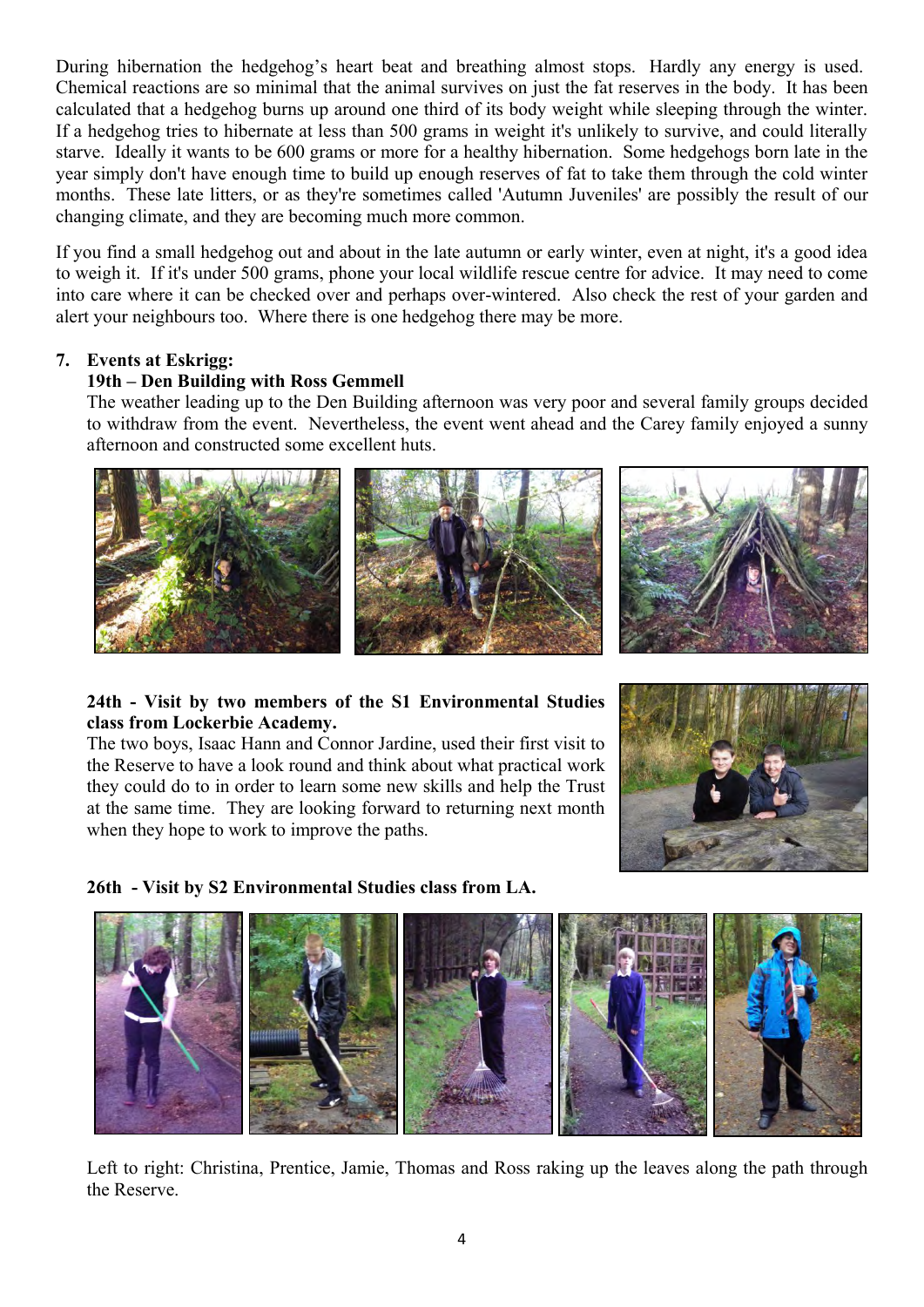During hibernation the hedgehog's heart beat and breathing almost stops. Hardly any energy is used. Chemical reactions are so minimal that the animal survives on just the fat reserves in the body. It has been calculated that a hedgehog burns up around one third of its body weight while sleeping through the winter. If a hedgehog tries to hibernate at less than 500 grams in weight it's unlikely to survive, and could literally starve. Ideally it wants to be 600 grams or more for a healthy hibernation. Some hedgehogs born late in the year simply don't have enough time to build up enough reserves of fat to take them through the cold winter months. These late litters, or as they're sometimes called 'Autumn Juveniles' are possibly the result of our changing climate, and they are becoming much more common.

If you find a small hedgehog out and about in the late autumn or early winter, even at night, it's a good idea to weigh it. If it's under 500 grams, phone your local wildlife rescue centre for advice. It may need to come into care where it can be checked over and perhaps over-wintered. Also check the rest of your garden and alert your neighbours too. Where there is one hedgehog there may be more.

7. **Events at Eskrigg:**

**19th – Den Building with Ross Gemmell**

The weather leading up to the Den Building afternoon was very poor and several family groups decided to withdraw from the event. Nevertheless, the event went ahead and the Carey family enjoyed a sunny afternoon and constructed some excellent huts.

**24th - Visit by two members of the S1 Environmental Studies class from Lockerbie Academy.**

The two boys, Isaac Hann and Connor Jardine, used their first visit to the Reserve to have a look round and think about what practical work they could do to in order to learn some new skills and help the Trust at the same time. They are looking forward to returning next month when they hope to work to improve the paths.

**26th - Visit by S2 Environmental Studies class from LA.**

Left to right: Christina, Prentice, Jamie, Thomas and Ross raking up the leaves along the path through the Reserve.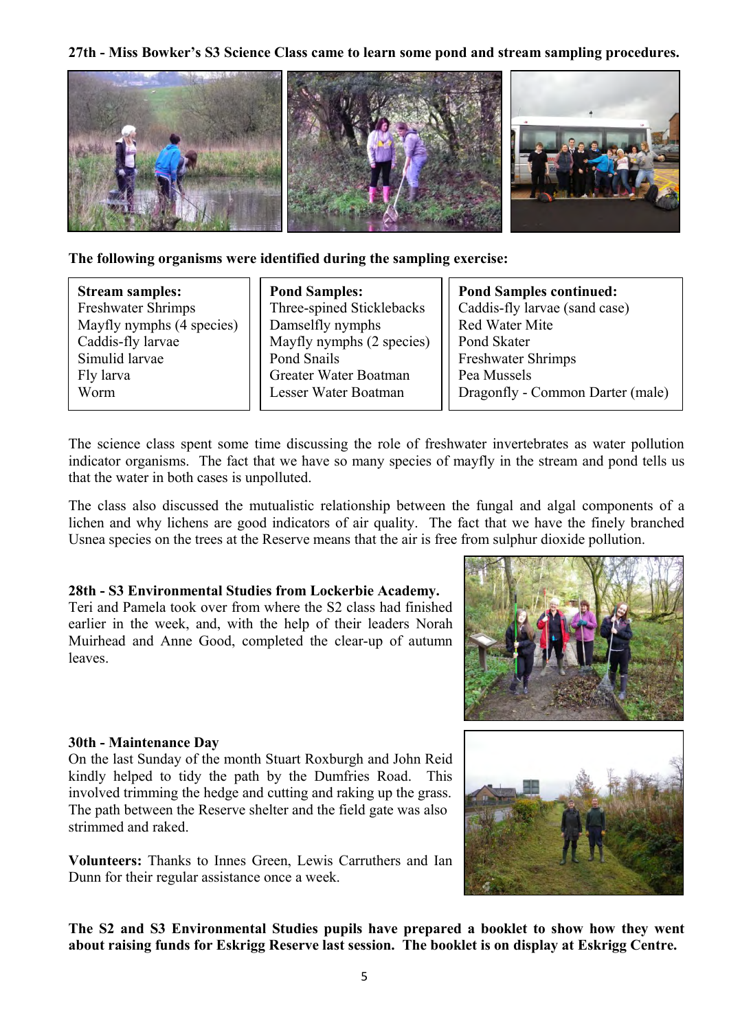**27th - Miss Bowker's S3 Science Class came to learn some pond and stream sampling procedures.**

**The following organisms were identified during the sampling exercise:**

| Stream samples: | Pond Samples: | Pond Samples continued: |
|---|---|---|
| Freshwater Shrimps | Three-spined Sticklebacks | Caddis-fly larvae (sand case) |
| Mayfly nymphs (4 species) | Damselfly nymphs | Red Water Mite |
| Caddis-fly larvae | Mayfly nymphs (2 species) | Pond Skater |
| Simulid larvae | Pond Snails | Freshwater Shrimps |
| Fly larva | Greater Water Boatman | Pea Mussels |
| Worm | Lesser Water Boatman | Dragonfly - Common Darter (male) |

The science class spent some time discussing the role of freshwater invertebrates as water pollution indicator organisms. The fact that we have so many species of mayfly in the stream and pond tells us that the water in both cases is unpolluted.

The class also discussed the mutualistic relationship between the fungal and algal components of a lichen and why lichens are good indicators of air quality. The fact that we have the finely branched Usnea species on the trees at the Reserve means that the air is free from sulphur dioxide pollution.

**28th - S3 Environmental Studies from Lockerbie Academy.**
Teri and Pamela took over from where the S2 class had finished earlier in the week, and, with the help of their leaders Norah Muirhead and Anne Good, completed the clear-up of autumn leaves.

**30th - Maintenance Day**
On the last Sunday of the month Stuart Roxburgh and John Reid kindly helped to tidy the path by the Dumfries Road. This involved trimming the hedge and cutting and raking up the grass. The path between the Reserve shelter and the field gate was also strimmed and raked.

**Volunteers:** Thanks to Innes Green, Lewis Carruthers and Ian Dunn for their regular assistance once a week.

**The S2 and S3 Environmental Studies pupils have prepared a booklet to show how they went about raising funds for Eskrigg Reserve last session. The booklet is on display at Eskrigg Centre.**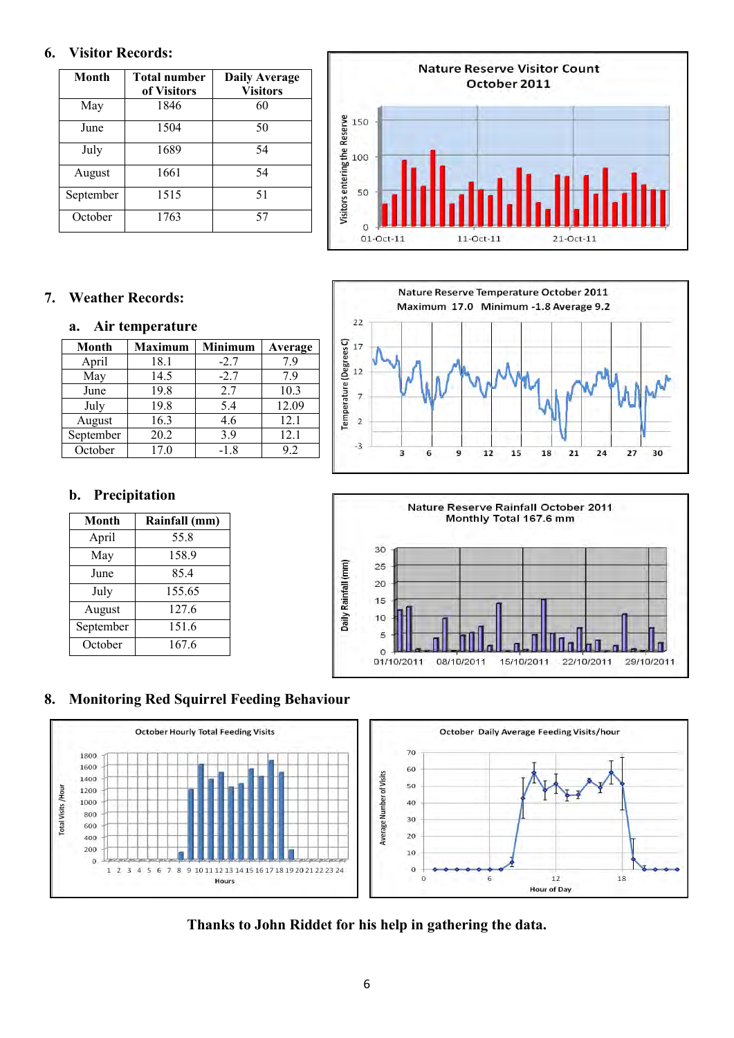## 6. Visitor Records:

| Month | Total number of Visitors | Daily Average Visitors |
|---|---|---|
| May | 1846 | 60 |
| June | 1504 | 50 |
| July | 1689 | 54 |
| August | 1661 | 54 |
| September | 1515 | 51 |
| October | 1763 | 57 |

Nature Reserve Visitor Count
October 2011

Visitors entering the Reserve

150
100
50
0

01-Oct-11
11-Oct-11
21-Oct-11

## 7. Weather Records:

### a. Air temperature

| Month | Maximum | Minimum | Average |
|---|---|---|---|
| April | 18.1 | -2.7 | 7.9 |
| May | 14.5 | -2.7 | 7.9 |
| June | 19.8 | 2.7 | 10.3 |
| July | 19.8 | 5.4 | 12.09 |
| August | 16.3 | 4.6 | 12.1 |
| September | 20.2 | 3.9 | 12.1 |
| October | 17.0 | -1.8 | 9.2 |

Nature Reserve Temperature October 2011
Maximum 17.0 Minimum -1.8 Average 9.2

Temperature (Degrees C)

22
17
12
7
2
-3

3 6 9 12 15 18 21 24 27 30

### b. Precipitation

| Month | Rainfall (mm) |
|---|---|
| April | 55.8 |
| May | 158.9 |
| June | 85.4 |
| July | 155.65 |
| August | 127.6 |
| September | 151.6 |
| October | 167.6 |

Nature Reserve Rainfall October 2011
Monthly Total 167.6 mm

Daily Rainfall (mm)

30
25
20
15
10
5
0

01/10/2011
08/10/2011
15/10/2011
22/10/2011
29/10/2011

## 8. Monitoring Red Squirrel Feeding Behaviour

October Hourly Total Feeding Visits

Total Visits /Hour

1800
1600
1400
1200
1000
800
600
400
200
0

1 2 3 4 5 6 7 8 9 10 11 12 13 14 15 16 17 18 19 20 21 22 23 24

Hours

October Daily Average Feeding Visits/hour

Average Number of Visits

70
60
50
40
30
20
10
0

0 6 12 18

Hour of Day

**Thanks to John Riddet for his help in gathering the data.**